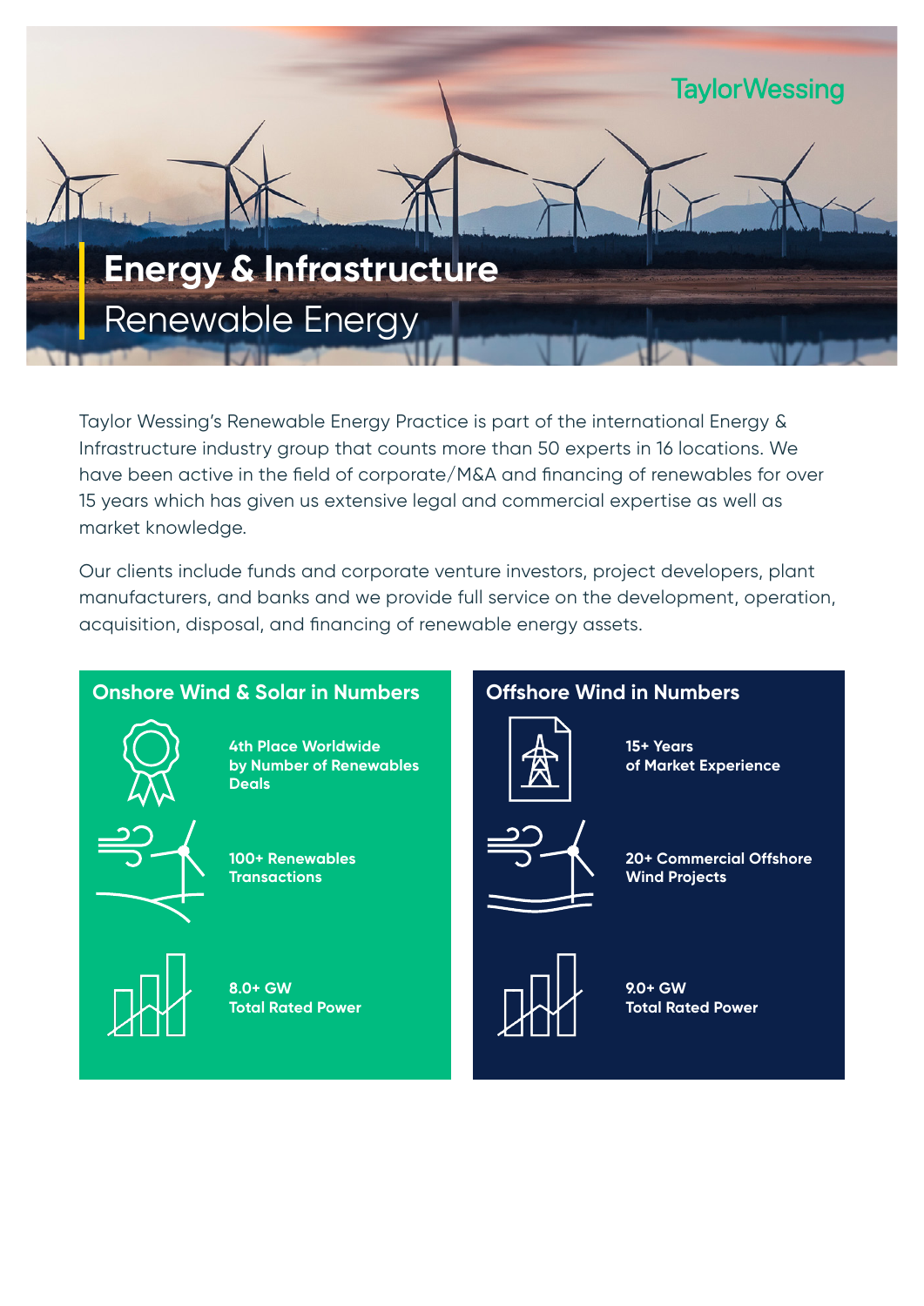TaylorWessing

# Energy & Infrastructure

## Renewable Energy

Taylor Wessing's Renewable Energy Practice is part of the international Energy & Infrastructure industry group that counts more than 50 experts in 16 locations. We have been active in the field of corporate/M&A and financing of renewables for over 15 years which has given us extensive legal and commercial expertise as well as market knowledge.

Our clients include funds and corporate venture investors, project developers, plant manufacturers, and banks and we provide full service on the development, operation, acquisition, disposal, and financing of renewable energy assets.

### Onshore Wind & Solar in Numbers

**4th Place Worldwide by Number of Renewables Deals**

**100+ Renewables Transactions**

**8.0+ GW Total Rated Power**

### Offshore Wind in Numbers

**15+ Years of Market Experience**

**20+ Commercial Offshore Wind Projects**

**9.0+ GW Total Rated Power**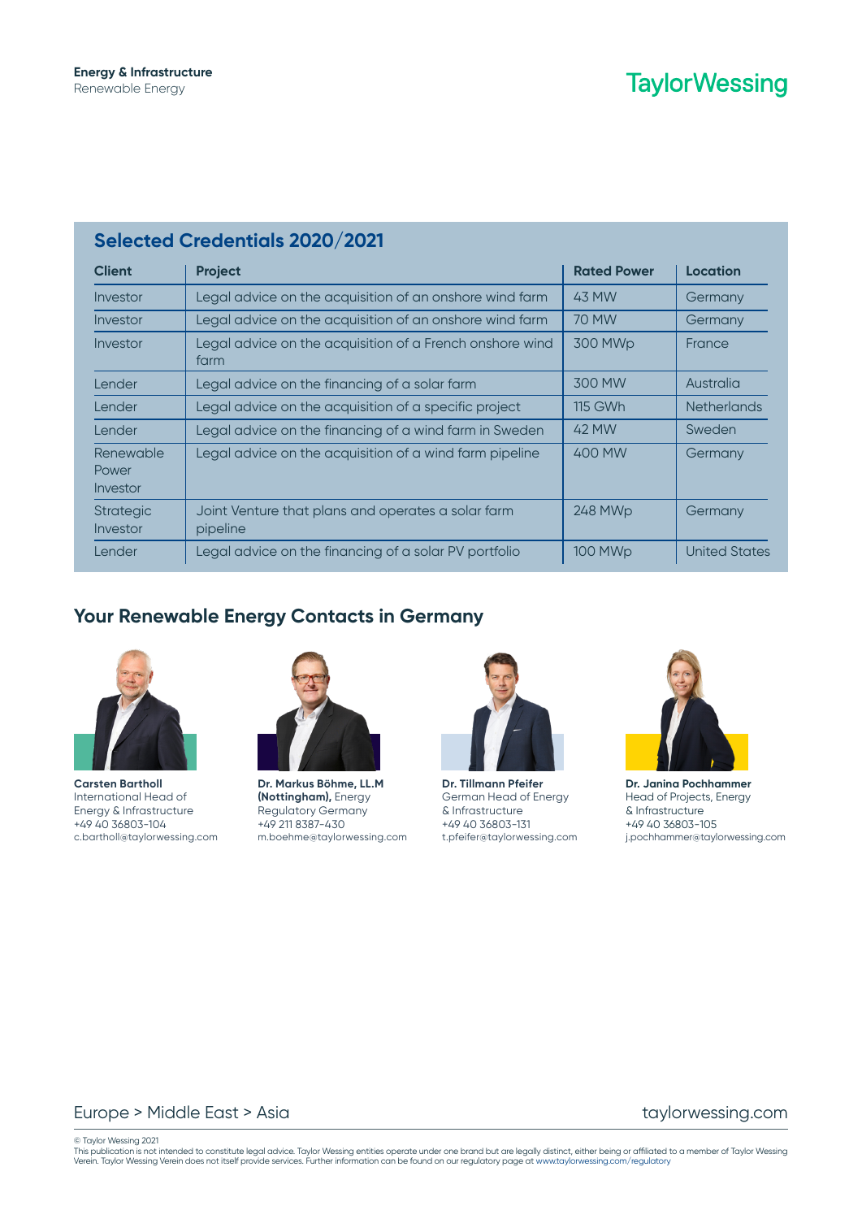## Selected Credentials 2020/2021

| Client | Project | Rated Power | Location |
|---|---|---|---|
| Investor | Legal advice on the acquisition of an onshore wind farm | 43 MW | Germany |
| Investor | Legal advice on the acquisition of an onshore wind farm | 70 MW | Germany |
| Investor | Legal advice on the acquisition of a French onshore wind farm | 300 MWp | France |
| Lender | Legal advice on the financing of a solar farm | 300 MW | Australia |
| Lender | Legal advice on the acquisition of a specific project | 115 GWh | Netherlands |
| Lender | Legal advice on the financing of a wind farm in Sweden | 42 MW | Sweden |
| Renewable Power Investor | Legal advice on the acquisition of a wind farm pipeline | 400 MW | Germany |
| Strategic Investor | Joint Venture that plans and operates a solar farm pipeline | 248 MWp | Germany |
| Lender | Legal advice on the financing of a solar PV portfolio | 100 MWp | United States |

## Your Renewable Energy Contacts in Germany

**Carsten Bartholl**
International Head of Energy & Infrastructure
+49 40 36803-104
c.bartholl@taylorwessing.com

**Dr. Markus Böhme, LL.M (Nottingham),** Energy Regulatory Germany
+49 211 8387-430
m.boehme@taylorwessing.com

**Dr. Tillmann Pfeifer**
German Head of Energy & Infrastructure
+49 40 36803-131
t.pfeifer@taylorwessing.com

**Dr. Janina Pochhammer**
Head of Projects, Energy & Infrastructure
+49 40 36803-105
j.pochhammer@taylorwessing.com

Europe > Middle East > Asia

taylorwessing.com

© Taylor Wessing 2021
This publication is not intended to constitute legal advice. Taylor Wessing entities operate under one brand but are legally distinct, either being or affiliated to a member of Taylor Wessing Verein. Taylor Wessing Verein does not itself provide services. Further information can be found on our regulatory page at www.taylorwessing.com/regulatory